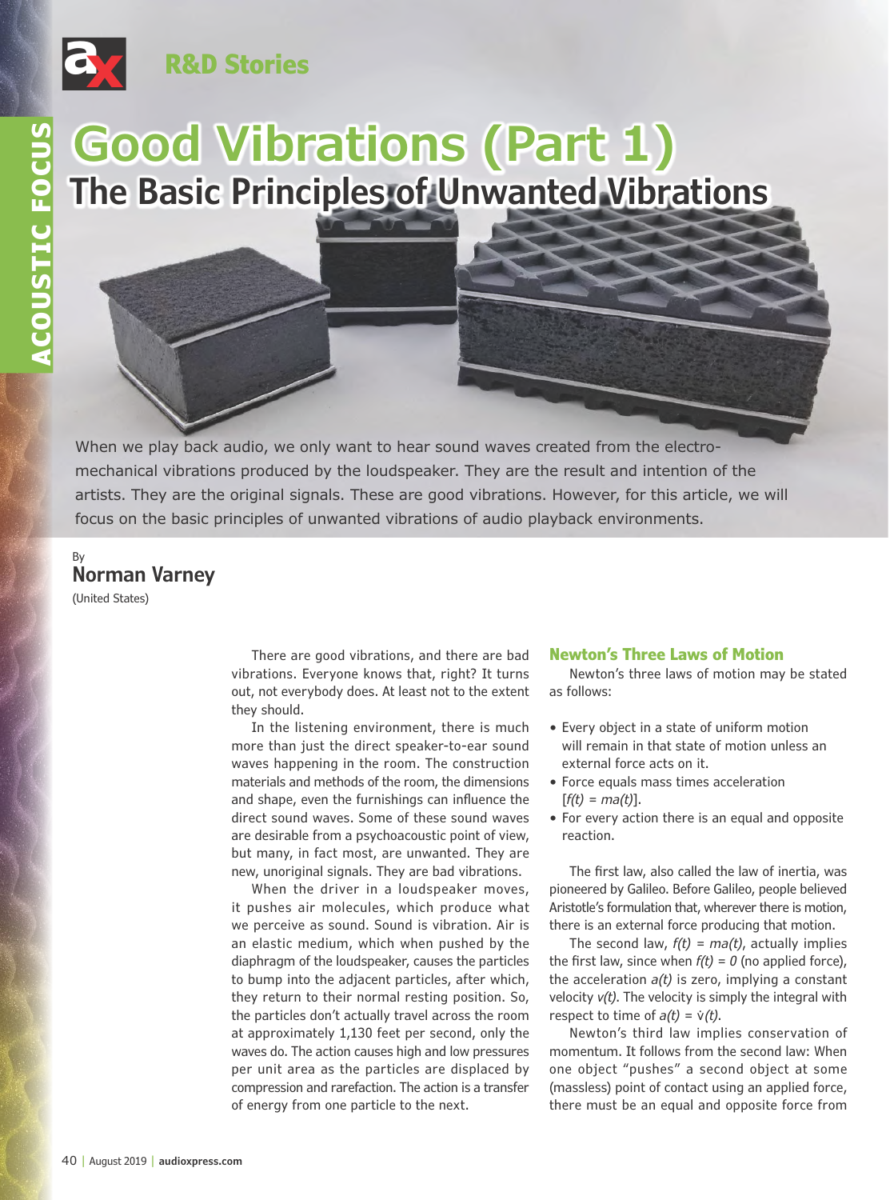R&D Stories

ACOUSTIC FOCUS

# Good Vibrations (Part 1)

## The Basic Principles of Unwanted Vibrations

When we play back audio, we only want to hear sound waves created from the electro-mechanical vibrations produced by the loudspeaker. They are the result and intention of the artists. They are the original signals. These are good vibrations. However, for this article, we will focus on the basic principles of unwanted vibrations of audio playback environments.

By
**Norman Varney**
(United States)

There are good vibrations, and there are bad vibrations. Everyone knows that, right? It turns out, not everybody does. At least not to the extent they should.

In the listening environment, there is much more than just the direct speaker-to-ear sound waves happening in the room. The construction materials and methods of the room, the dimensions and shape, even the furnishings can influence the direct sound waves. Some of these sound waves are desirable from a psychoacoustic point of view, but many, in fact most, are unwanted. They are new, unoriginal signals. They are bad vibrations.

When the driver in a loudspeaker moves, it pushes air molecules, which produce what we perceive as sound. Sound is vibration. Air is an elastic medium, which when pushed by the diaphragm of the loudspeaker, causes the particles to bump into the adjacent particles, after which, they return to their normal resting position. So, the particles don't actually travel across the room at approximately 1,130 feet per second, only the waves do. The action causes high and low pressures per unit area as the particles are displaced by compression and rarefaction. The action is a transfer of energy from one particle to the next.

### Newton's Three Laws of Motion

Newton's three laws of motion may be stated as follows:

- Every object in a state of uniform motion will remain in that state of motion unless an external force acts on it.
- Force equals mass times acceleration [$f(t) = ma(t)$].
- For every action there is an equal and opposite reaction.

The first law, also called the law of inertia, was pioneered by Galileo. Before Galileo, people believed Aristotle's formulation that, wherever there is motion, there is an external force producing that motion.

The second law, $f(t) = ma(t)$, actually implies the first law, since when $f(t) = 0$ (no applied force), the acceleration $a(t)$ is zero, implying a constant velocity $v(t)$. The velocity is simply the integral with respect to time of $a(t) = \dot{v}(t)$.

Newton's third law implies conservation of momentum. It follows from the second law: When one object "pushes" a second object at some (massless) point of contact using an applied force, there must be an equal and opposite force from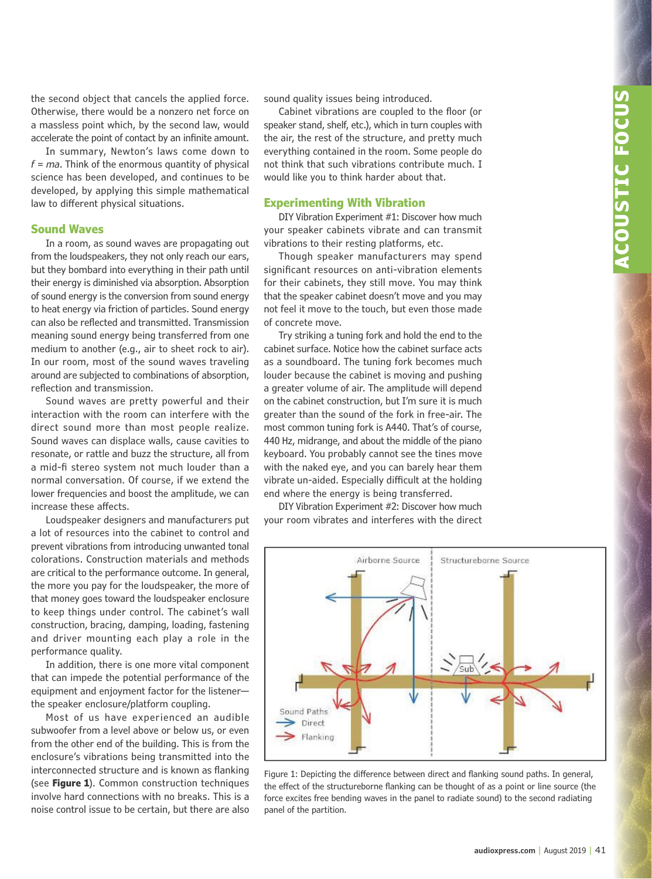the second object that cancels the applied force. Otherwise, there would be a nonzero net force on a massless point which, by the second law, would accelerate the point of contact by an infinite amount.

In summary, Newton's laws come down to $f = ma$. Think of the enormous quantity of physical science has been developed, and continues to be developed, by applying this simple mathematical law to different physical situations.

## Sound Waves

In a room, as sound waves are propagating out from the loudspeakers, they not only reach our ears, but they bombard into everything in their path until their energy is diminished via absorption. Absorption of sound energy is the conversion from sound energy to heat energy via friction of particles. Sound energy can also be reflected and transmitted. Transmission meaning sound energy being transferred from one medium to another (e.g., air to sheet rock to air). In our room, most of the sound waves traveling around are subjected to combinations of absorption, reflection and transmission.

Sound waves are pretty powerful and their interaction with the room can interfere with the direct sound more than most people realize. Sound waves can displace walls, cause cavities to resonate, or rattle and buzz the structure, all from a mid-fi stereo system not much louder than a normal conversation. Of course, if we extend the lower frequencies and boost the amplitude, we can increase these affects.

Loudspeaker designers and manufacturers put a lot of resources into the cabinet to control and prevent vibrations from introducing unwanted tonal colorations. Construction materials and methods are critical to the performance outcome. In general, the more you pay for the loudspeaker, the more of that money goes toward the loudspeaker enclosure to keep things under control. The cabinet's wall construction, bracing, damping, loading, fastening and driver mounting each play a role in the performance quality.

In addition, there is one more vital component that can impede the potential performance of the equipment and enjoyment factor for the listener—the speaker enclosure/platform coupling.

Most of us have experienced an audible subwoofer from a level above or below us, or even from the other end of the building. This is from the enclosure's vibrations being transmitted into the interconnected structure and is known as flanking (see **Figure 1**). Common construction techniques involve hard connections with no breaks. This is a noise control issue to be certain, but there are also sound quality issues being introduced.

Cabinet vibrations are coupled to the floor (or speaker stand, shelf, etc.), which in turn couples with the air, the rest of the structure, and pretty much everything contained in the room. Some people do not think that such vibrations contribute much. I would like you to think harder about that.

## Experimenting With Vibration

DIY Vibration Experiment #1: Discover how much your speaker cabinets vibrate and can transmit vibrations to their resting platforms, etc.

Though speaker manufacturers may spend significant resources on anti-vibration elements for their cabinets, they still move. You may think that the speaker cabinet doesn't move and you may not feel it move to the touch, but even those made of concrete move.

Try striking a tuning fork and hold the end to the cabinet surface. Notice how the cabinet surface acts as a soundboard. The tuning fork becomes much louder because the cabinet is moving and pushing a greater volume of air. The amplitude will depend on the cabinet construction, but I'm sure it is much greater than the sound of the fork in free-air. The most common tuning fork is A440. That's of course, 440 Hz, midrange, and about the middle of the piano keyboard. You probably cannot see the tines move with the naked eye, and you can barely hear them vibrate un-aided. Especially difficult at the holding end where the energy is being transferred.

DIY Vibration Experiment #2: Discover how much your room vibrates and interferes with the direct

Figure 1: Depicting the difference between direct and flanking sound paths. In general, the effect of the structureborne flanking can be thought of as a point or line source (the force excites free bending waves in the panel to radiate sound) to the second radiating panel of the partition.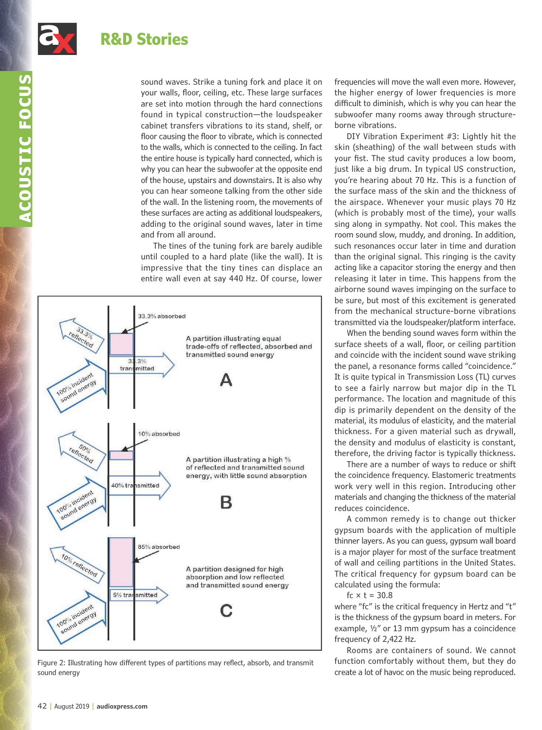sound waves. Strike a tuning fork and place it on your walls, floor, ceiling, etc. These large surfaces are set into motion through the hard connections found in typical construction—the loudspeaker cabinet transfers vibrations to its stand, shelf, or floor causing the floor to vibrate, which is connected to the walls, which is connected to the ceiling. In fact the entire house is typically hard connected, which is why you can hear the subwoofer at the opposite end of the house, upstairs and downstairs. It is also why you can hear someone talking from the other side of the wall. In the listening room, the movements of these surfaces are acting as additional loudspeakers, adding to the original sound waves, later in time and from all around.

The tines of the tuning fork are barely audible until coupled to a hard plate (like the wall). It is impressive that the tiny tines can displace an entire wall even at say 440 Hz. Of course, lower frequencies will move the wall even more. However, the higher energy of lower frequencies is more difficult to diminish, which is why you can hear the subwoofer many rooms away through structure-borne vibrations.

Figure 2: Illustrating how different types of partitions may reflect, absorb, and transmit sound energy

DIY Vibration Experiment #3: Lightly hit the skin (sheathing) of the wall between studs with your fist. The stud cavity produces a low boom, just like a big drum. In typical US construction, you're hearing about 70 Hz. This is a function of the surface mass of the skin and the thickness of the airspace. Whenever your music plays 70 Hz (which is probably most of the time), your walls sing along in sympathy. Not cool. This makes the room sound slow, muddy, and droning. In addition, such resonances occur later in time and duration than the original signal. This ringing is the cavity acting like a capacitor storing the energy and then releasing it later in time. This happens from the airborne sound waves impinging on the surface to be sure, but most of this excitement is generated from the mechanical structure-borne vibrations transmitted via the loudspeaker/platform interface.

When the bending sound waves form within the surface sheets of a wall, floor, or ceiling partition and coincide with the incident sound wave striking the panel, a resonance forms called "coincidence." It is quite typical in Transmission Loss (TL) curves to see a fairly narrow but major dip in the TL performance. The location and magnitude of this dip is primarily dependent on the density of the material, its modulus of elasticity, and the material thickness. For a given material such as drywall, the density and modulus of elasticity is constant, therefore, the driving factor is typically thickness.

There are a number of ways to reduce or shift the coincidence frequency. Elastomeric treatments work very well in this region. Introducing other materials and changing the thickness of the material reduces coincidence.

A common remedy is to change out thicker gypsum boards with the application of multiple thinner layers. As you can guess, gypsum wall board is a major player for most of the surface treatment of wall and ceiling partitions in the United States. The critical frequency for gypsum board can be calculated using the formula:

$$f_c \times t = 30.8$$

where "fc" is the critical frequency in Hertz and "t" is the thickness of the gypsum board in meters. For example, ½" or 13 mm gypsum has a coincidence frequency of 2,422 Hz.

Rooms are containers of sound. We cannot function comfortably without them, but they do create a lot of havoc on the music being reproduced.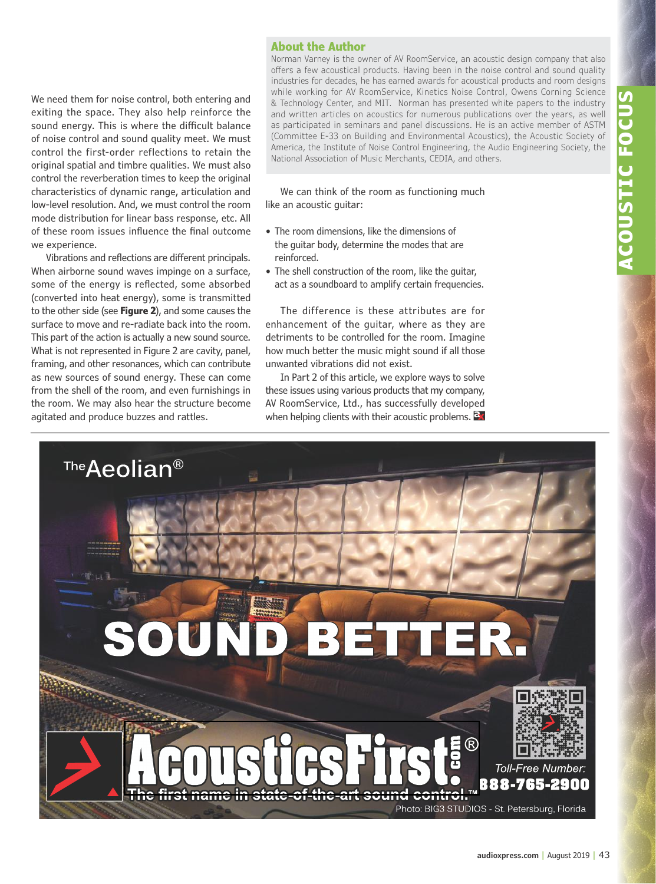We need them for noise control, both entering and exiting the space. They also help reinforce the sound energy. This is where the difficult balance of noise control and sound quality meet. We must control the first-order reflections to retain the original spatial and timbre qualities. We must also control the reverberation times to keep the original characteristics of dynamic range, articulation and low-level resolution. And, we must control the room mode distribution for linear bass response, etc. All of these room issues influence the final outcome we experience.

Vibrations and reflections are different principals. When airborne sound waves impinge on a surface, some of the energy is reflected, some absorbed (converted into heat energy), some is transmitted to the other side (see **Figure 2**), and some causes the surface to move and re-radiate back into the room. This part of the action is actually a new sound source. What is not represented in Figure 2 are cavity, panel, framing, and other resonances, which can contribute as new sources of sound energy. These can come from the shell of the room, and even furnishings in the room. We may also hear the structure become agitated and produce buzzes and rattles.

## About the Author

Norman Varney is the owner of AV RoomService, an acoustic design company that also offers a few acoustical products. Having been in the noise control and sound quality industries for decades, he has earned awards for acoustical products and room designs while working for AV RoomService, Kinetics Noise Control, Owens Corning Science & Technology Center, and MIT. Norman has presented white papers to the industry and written articles on acoustics for numerous publications over the years, as well as participated in seminars and panel discussions. He is an active member of ASTM (Committee E-33 on Building and Environmental Acoustics), the Acoustic Society of America, the Institute of Noise Control Engineering, the Audio Engineering Society, the National Association of Music Merchants, CEDIA, and others.

We can think of the room as functioning much like an acoustic guitar:

- The room dimensions, like the dimensions of the guitar body, determine the modes that are reinforced.
- The shell construction of the room, like the guitar, act as a soundboard to amplify certain frequencies.

The difference is these attributes are for enhancement of the guitar, where as they are detriments to be controlled for the room. Imagine how much better the music might sound if all those unwanted vibrations did not exist.

In Part 2 of this article, we explore ways to solve these issues using various products that my company, AV RoomService, Ltd., has successfully developed when helping clients with their acoustic problems.

The Aeolian®

SOUND BETTER.

AcousticsFirst.com®

The first name in state-of-the-art sound control.™

Toll-Free Number: 888-765-2900

Photo: BIG3 STUDIOS - St. Petersburg, Florida